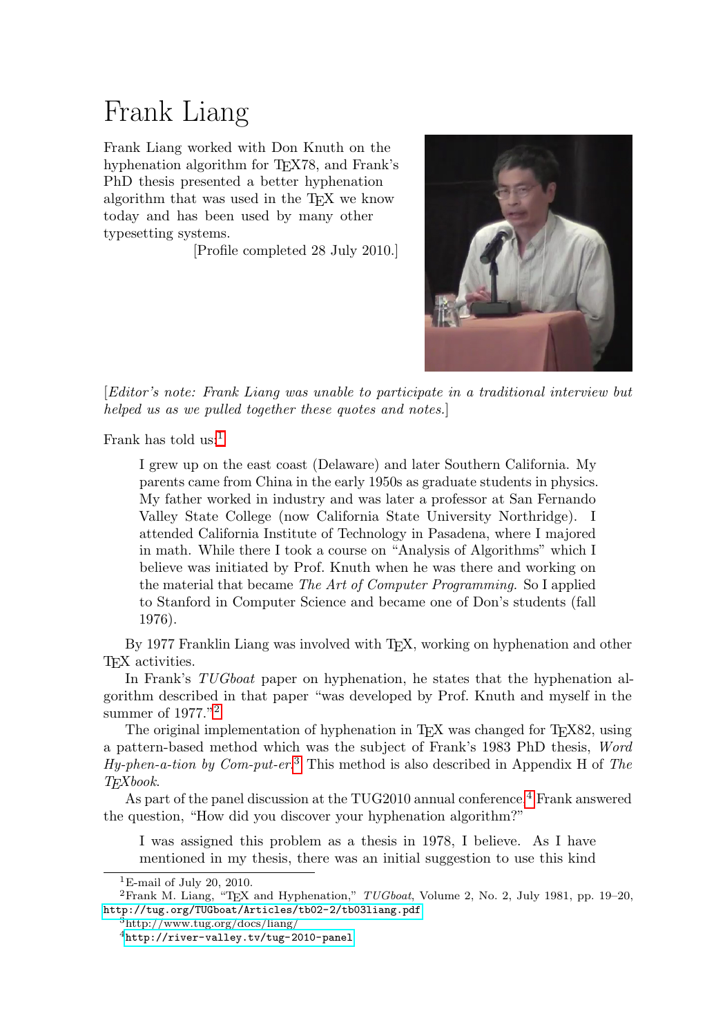# Frank Liang

Frank Liang worked with Don Knuth on the hyphenation algorithm for TEX78, and Frank's PhD thesis presented a better hyphenation algorithm that was used in the TEX we know today and has been used by many other typesetting systems.

[Profile completed 28 July 2010.]

[*Editor's note: Frank Liang was unable to participate in a traditional interview but helped us as we pulled together these quotes and notes.*]

Frank has told us:[1]

> I grew up on the east coast (Delaware) and later Southern California. My parents came from China in the early 1950s as graduate students in physics. My father worked in industry and was later a professor at San Fernando Valley State College (now California State University Northridge). I attended California Institute of Technology in Pasadena, where I majored in math. While there I took a course on "Analysis of Algorithms" which I believe was initiated by Prof. Knuth when he was there and working on the material that became *The Art of Computer Programming*. So I applied to Stanford in Computer Science and became one of Don's students (fall 1976).

By 1977 Franklin Liang was involved with TEX, working on hyphenation and other TEX activities.

In Frank's *TUGboat* paper on hyphenation, he states that the hyphenation algorithm described in that paper "was developed by Prof. Knuth and myself in the summer of 1977."[2]

The original implementation of hyphenation in TEX was changed for TEX82, using a pattern-based method which was the subject of Frank's 1983 PhD thesis, *Word Hy-phen-a-tion by Com-put-er*.[3] This method is also described in Appendix H of *The TEXbook*.

As part of the panel discussion at the TUG2010 annual conference,[4] Frank answered the question, "How did you discover your hyphenation algorithm?"

> I was assigned this problem as a thesis in 1978, I believe. As I have mentioned in my thesis, there was an initial suggestion to use this kind

---

[1] E-mail of July 20, 2010.

[2] Frank M. Liang, "TEX and Hyphenation," *TUGboat*, Volume 2, No. 2, July 1981, pp. 19–20, http://tug.org/TUGboat/Articles/tb02-2/tb03liang.pdf

[3] http://www.tug.org/docs/liang/

[4] http://river-valley.tv/tug-2010-panel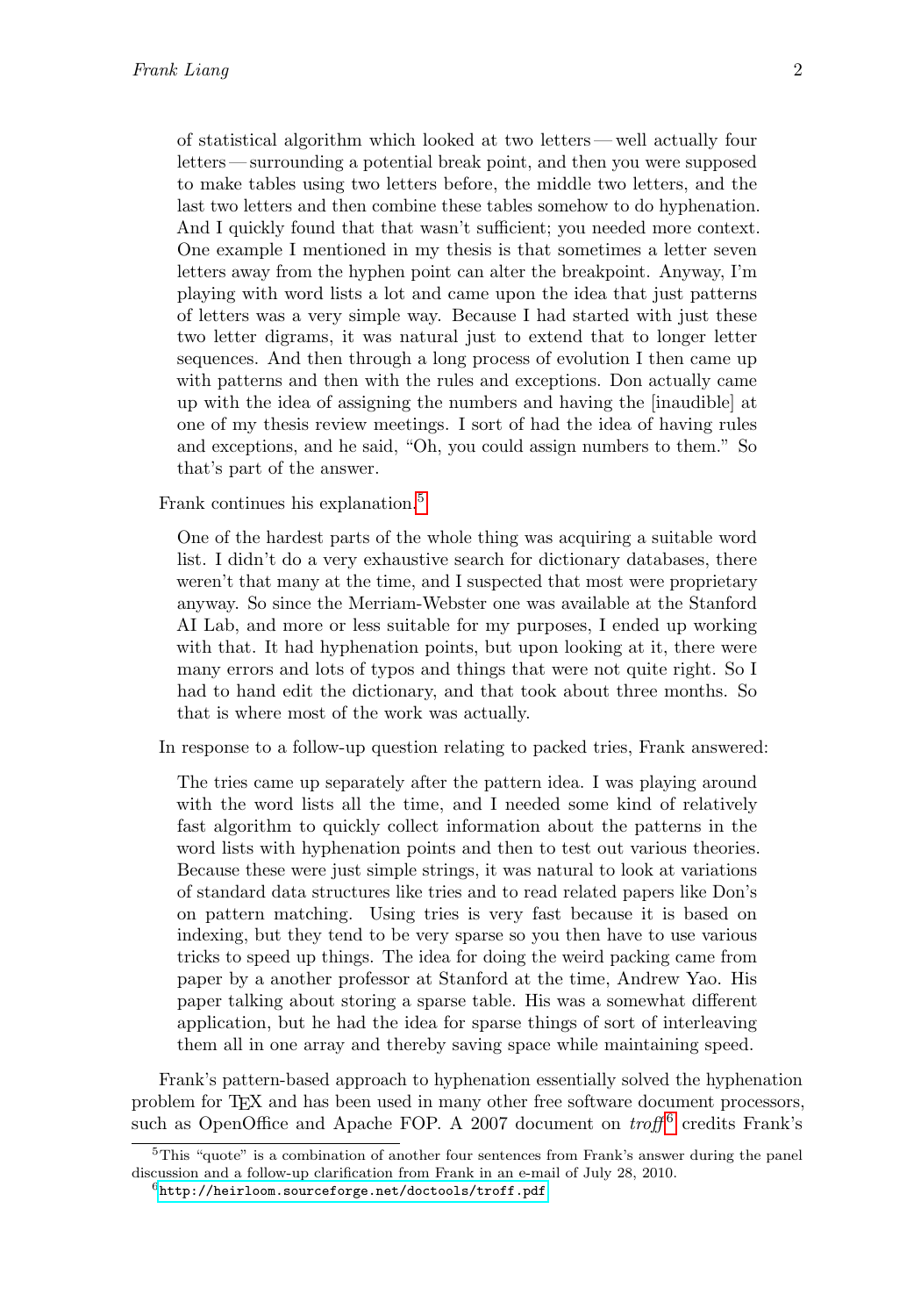> of statistical algorithm which looked at two letters — well actually four letters — surrounding a potential break point, and then you were supposed to make tables using two letters before, the middle two letters, and the last two letters and then combine these tables somehow to do hyphenation. And I quickly found that that wasn't sufficient; you needed more context. One example I mentioned in my thesis is that sometimes a letter seven letters away from the hyphen point can alter the breakpoint. Anyway, I'm playing with word lists a lot and came upon the idea that just patterns of letters was a very simple way. Because I had started with just these two letter digrams, it was natural just to extend that to longer letter sequences. And then through a long process of evolution I then came up with patterns and then with the rules and exceptions. Don actually came up with the idea of assigning the numbers and having the [inaudible] at one of my thesis review meetings. I sort of had the idea of having rules and exceptions, and he said, "Oh, you could assign numbers to them." So that's part of the answer.

Frank continues his explanation.[5]

> One of the hardest parts of the whole thing was acquiring a suitable word list. I didn't do a very exhaustive search for dictionary databases, there weren't that many at the time, and I suspected that most were proprietary anyway. So since the Merriam-Webster one was available at the Stanford AI Lab, and more or less suitable for my purposes, I ended up working with that. It had hyphenation points, but upon looking at it, there were many errors and lots of typos and things that were not quite right. So I had to hand edit the dictionary, and that took about three months. So that is where most of the work was actually.

In response to a follow-up question relating to packed tries, Frank answered:

> The tries came up separately after the pattern idea. I was playing around with the word lists all the time, and I needed some kind of relatively fast algorithm to quickly collect information about the patterns in the word lists with hyphenation points and then to test out various theories. Because these were just simple strings, it was natural to look at variations of standard data structures like tries and to read related papers like Don's on pattern matching. Using tries is very fast because it is based on indexing, but they tend to be very sparse so you then have to use various tricks to speed up things. The idea for doing the weird packing came from paper by a another professor at Stanford at the time, Andrew Yao. His paper talking about storing a sparse table. His was a somewhat different application, but he had the idea for sparse things of sort of interleaving them all in one array and thereby saving space while maintaining speed.

Frank's pattern-based approach to hyphenation essentially solved the hyphenation problem for TEX and has been used in many other free software document processors, such as OpenOffice and Apache FOP. A 2007 document on *troff*[6] credits Frank's

---

[5] This "quote" is a combination of another four sentences from Frank's answer during the panel discussion and a follow-up clarification from Frank in an e-mail of July 28, 2010.

[6] http://heirloom.sourceforge.net/doctools/troff.pdf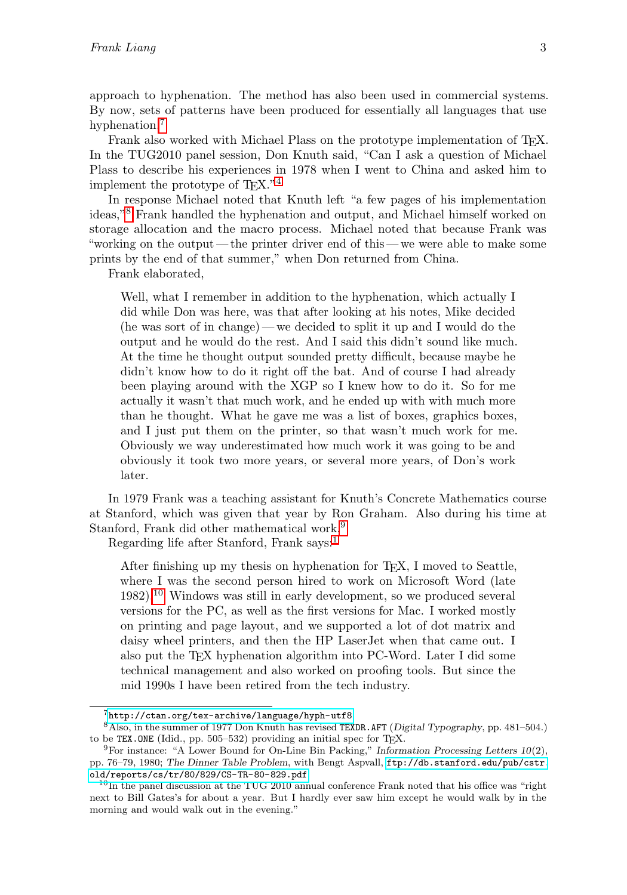approach to hyphenation. The method has also been used in commercial systems. By now, sets of patterns have been produced for essentially all languages that use hyphenation.[7]

Frank also worked with Michael Plass on the prototype implementation of TEX. In the TUG2010 panel session, Don Knuth said, "Can I ask a question of Michael Plass to describe his experiences in 1978 when I went to China and asked him to implement the prototype of TEX."[4]

In response Michael noted that Knuth left "a few pages of his implementation ideas,"[8] Frank handled the hyphenation and output, and Michael himself worked on storage allocation and the macro process. Michael noted that because Frank was "working on the output — the printer driver end of this — we were able to make some prints by the end of that summer," when Don returned from China.

Frank elaborated,

> Well, what I remember in addition to the hyphenation, which actually I did while Don was here, was that after looking at his notes, Mike decided (he was sort of in change) — we decided to split it up and I would do the output and he would do the rest. And I said this didn't sound like much. At the time he thought output sounded pretty difficult, because maybe he didn't know how to do it right off the bat. And of course I had already been playing around with the XGP so I knew how to do it. So for me actually it wasn't that much work, and he ended up with with much more than he thought. What he gave me was a list of boxes, graphics boxes, and I just put them on the printer, so that wasn't much work for me. Obviously we way underestimated how much work it was going to be and obviously it took two more years, or several more years, of Don's work later.

In 1979 Frank was a teaching assistant for Knuth's Concrete Mathematics course at Stanford, which was given that year by Ron Graham. Also during his time at Stanford, Frank did other mathematical work.[9]

Regarding life after Stanford, Frank says:[1]

> After finishing up my thesis on hyphenation for TEX, I moved to Seattle, where I was the second person hired to work on Microsoft Word (late 1982).[10] Windows was still in early development, so we produced several versions for the PC, as well as the first versions for Mac. I worked mostly on printing and page layout, and we supported a lot of dot matrix and daisy wheel printers, and then the HP LaserJet when that came out. I also put the TEX hyphenation algorithm into PC-Word. Later I did some technical management and also worked on proofing tools. But since the mid 1990s I have been retired from the tech industry.

---

[7] `http://ctan.org/tex-archive/language/hyph-utf8`

[8] Also, in the summer of 1977 Don Knuth has revised `TEXDR.AFT` (*Digital Typography*, pp. 481–504.) to be `TEX.ONE` (Idid., pp. 505–532) providing an initial spec for TEX.

[9] For instance: "A Lower Bound for On-Line Bin Packing," *Information Processing Letters 10*(2), pp. 76–79, 1980; *The Dinner Table Problem*, with Bengt Aspvall, `ftp://db.stanford.edu/pub/cstr old/reports/cs/tr/80/829/CS-TR-80-829.pdf`

[10] In the panel discussion at the TUG 2010 annual conference Frank noted that his office was "right next to Bill Gates's for about a year. But I hardly ever saw him except he would walk by in the morning and would walk out in the evening."